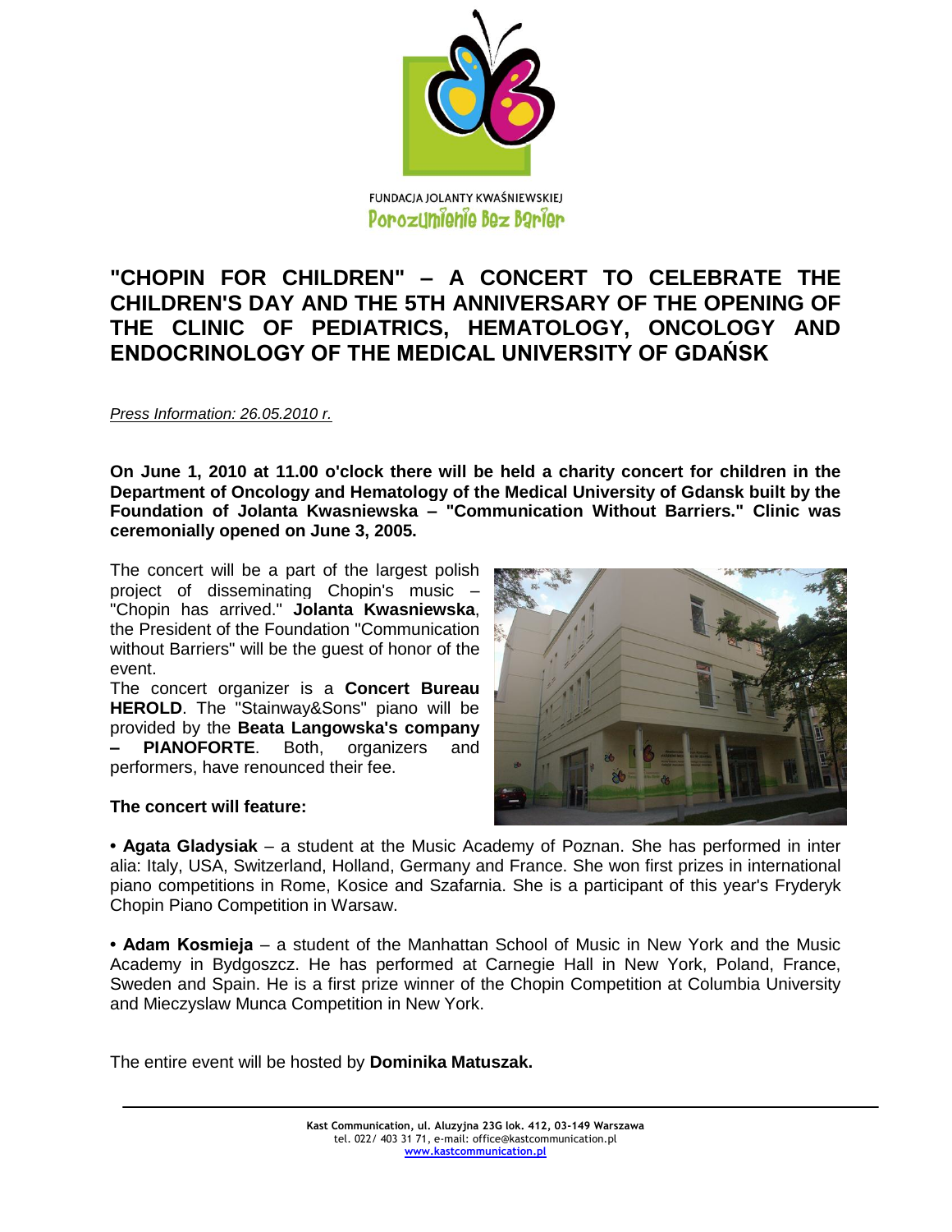FUNDACJA JOLANTY KWAŚNIEWSKIEJ
Porozumienie Bez Barier

# "CHOPIN FOR CHILDREN" – A CONCERT TO CELEBRATE THE CHILDREN'S DAY AND THE 5TH ANNIVERSARY OF THE OPENING OF THE CLINIC OF PEDIATRICS, HEMATOLOGY, ONCOLOGY AND ENDOCRINOLOGY OF THE MEDICAL UNIVERSITY OF GDAŃSK

*Press Information: 26.05.2010 r.*

**On June 1, 2010 at 11.00 o'clock there will be held a charity concert for children in the Department of Oncology and Hematology of the Medical University of Gdansk built by the Foundation of Jolanta Kwasniewska – "Communication Without Barriers." Clinic was ceremonially opened on June 3, 2005.**

The concert will be a part of the largest polish project of disseminating Chopin's music – "Chopin has arrived." **Jolanta Kwasniewska**, the President of the Foundation "Communication without Barriers" will be the guest of honor of the event.

The concert organizer is a **Concert Bureau HEROLD**. The "Stainway&Sons" piano will be provided by the **Beata Langowska's company – PIANOFORTE**. Both, organizers and performers, have renounced their fee.

**The concert will feature:**

• **Agata Gladysiak** – a student at the Music Academy of Poznan. She has performed in inter alia: Italy, USA, Switzerland, Holland, Germany and France. She won first prizes in international piano competitions in Rome, Kosice and Szafarnia. She is a participant of this year's Fryderyk Chopin Piano Competition in Warsaw.

• **Adam Kosmieja** – a student of the Manhattan School of Music in New York and the Music Academy in Bydgoszcz. He has performed at Carnegie Hall in New York, Poland, France, Sweden and Spain. He is a first prize winner of the Chopin Competition at Columbia University and Mieczyslaw Munca Competition in New York.

The entire event will be hosted by **Dominika Matuszak.**

**Kast Communication, ul. Aluzyjna 23G lok. 412, 03-149 Warszawa**
tel. 022/ 403 31 71, e-mail: office@kastcommunication.pl
www.kastcommunication.pl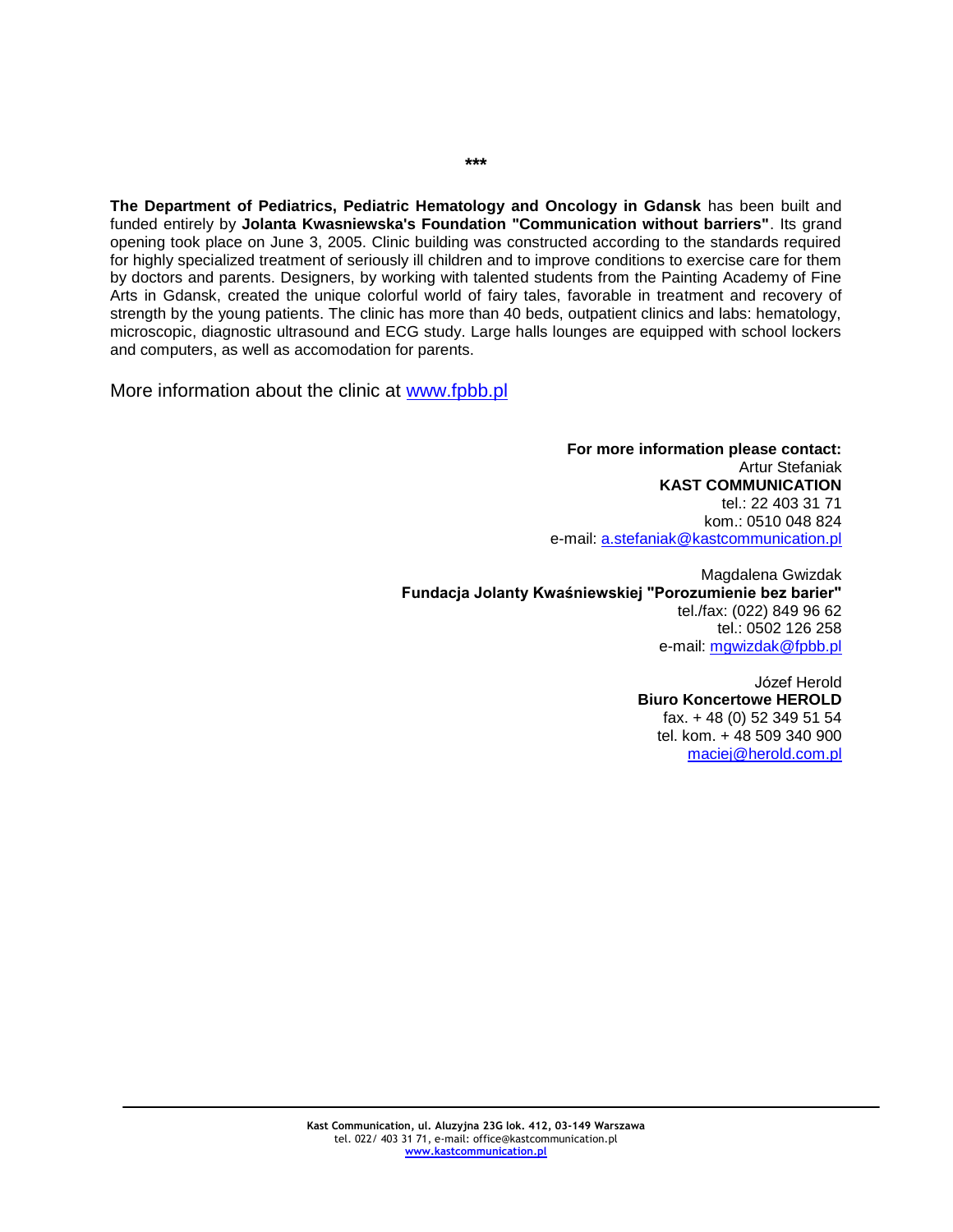\*\*\*

**The Department of Pediatrics, Pediatric Hematology and Oncology in Gdansk** has been built and funded entirely by **Jolanta Kwasniewska's Foundation "Communication without barriers"**. Its grand opening took place on June 3, 2005. Clinic building was constructed according to the standards required for highly specialized treatment of seriously ill children and to improve conditions to exercise care for them by doctors and parents. Designers, by working with talented students from the Painting Academy of Fine Arts in Gdansk, created the unique colorful world of fairy tales, favorable in treatment and recovery of strength by the young patients. The clinic has more than 40 beds, outpatient clinics and labs: hematology, microscopic, diagnostic ultrasound and ECG study. Large halls lounges are equipped with school lockers and computers, as well as accomodation for parents.

More information about the clinic at www.fpbb.pl

**For more information please contact:**
Artur Stefaniak
**KAST COMMUNICATION**
tel.: 22 403 31 71
kom.: 0510 048 824
e-mail: a.stefaniak@kastcommunication.pl

Magdalena Gwizdak
**Fundacja Jolanty Kwaśniewskiej "Porozumienie bez barier"**
tel./fax: (022) 849 96 62
tel.: 0502 126 258
e-mail: mgwizdak@fpbb.pl

Józef Herold
**Biuro Koncertowe HEROLD**
fax. + 48 (0) 52 349 51 54
tel. kom. + 48 509 340 900
maciej@herold.com.pl

**Kast Communication, ul. Aluzyjna 23G lok. 412, 03-149 Warszawa**
tel. 022/ 403 31 71, e-mail: office@kastcommunication.pl
**www.kastcommunication.pl**